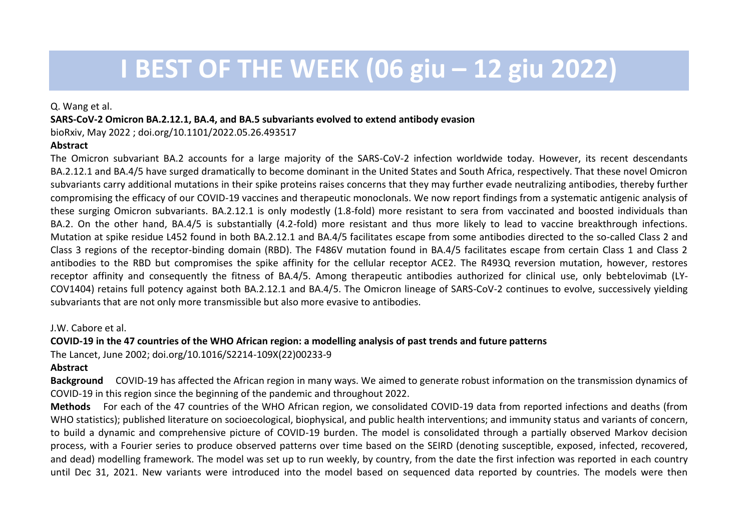# I BEST OF THE WEEK (06 giu – 12 giu 2022)

Q. Wang et al.

**SARS-CoV-2 Omicron BA.2.12.1, BA.4, and BA.5 subvariants evolved to extend antibody evasion**

bioRxiv, May 2022 ; doi.org/10.1101/2022.05.26.493517

**Abstract**

The Omicron subvariant BA.2 accounts for a large majority of the SARS-CoV-2 infection worldwide today. However, its recent descendants BA.2.12.1 and BA.4/5 have surged dramatically to become dominant in the United States and South Africa, respectively. That these novel Omicron subvariants carry additional mutations in their spike proteins raises concerns that they may further evade neutralizing antibodies, thereby further compromising the efficacy of our COVID-19 vaccines and therapeutic monoclonals. We now report findings from a systematic antigenic analysis of these surging Omicron subvariants. BA.2.12.1 is only modestly (1.8-fold) more resistant to sera from vaccinated and boosted individuals than BA.2. On the other hand, BA.4/5 is substantially (4.2-fold) more resistant and thus more likely to lead to vaccine breakthrough infections. Mutation at spike residue L452 found in both BA.2.12.1 and BA.4/5 facilitates escape from some antibodies directed to the so-called Class 2 and Class 3 regions of the receptor-binding domain (RBD). The F486V mutation found in BA.4/5 facilitates escape from certain Class 1 and Class 2 antibodies to the RBD but compromises the spike affinity for the cellular receptor ACE2. The R493Q reversion mutation, however, restores receptor affinity and consequently the fitness of BA.4/5. Among therapeutic antibodies authorized for clinical use, only bebtelovimab (LY-COV1404) retains full potency against both BA.2.12.1 and BA.4/5. The Omicron lineage of SARS-CoV-2 continues to evolve, successively yielding subvariants that are not only more transmissible but also more evasive to antibodies.

J.W. Cabore et al.

**COVID-19 in the 47 countries of the WHO African region: a modelling analysis of past trends and future patterns**

The Lancet, June 2002; doi.org/10.1016/S2214-109X(22)00233-9

**Abstract**

**Background** COVID-19 has affected the African region in many ways. We aimed to generate robust information on the transmission dynamics of COVID-19 in this region since the beginning of the pandemic and throughout 2022.

**Methods** For each of the 47 countries of the WHO African region, we consolidated COVID-19 data from reported infections and deaths (from WHO statistics); published literature on socioecological, biophysical, and public health interventions; and immunity status and variants of concern, to build a dynamic and comprehensive picture of COVID-19 burden. The model is consolidated through a partially observed Markov decision process, with a Fourier series to produce observed patterns over time based on the SEIRD (denoting susceptible, exposed, infected, recovered, and dead) modelling framework. The model was set up to run weekly, by country, from the date the first infection was reported in each country until Dec 31, 2021. New variants were introduced into the model based on sequenced data reported by countries. The models were then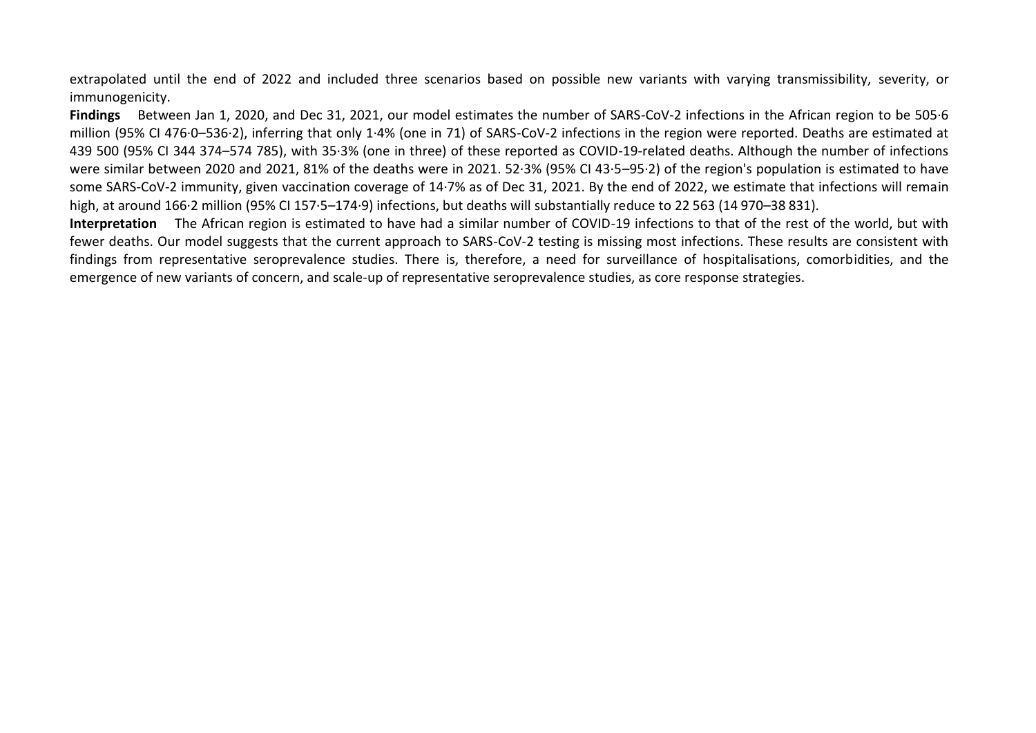extrapolated until the end of 2022 and included three scenarios based on possible new variants with varying transmissibility, severity, or immunogenicity.

**Findings** Between Jan 1, 2020, and Dec 31, 2021, our model estimates the number of SARS-CoV-2 infections in the African region to be 505·6 million (95% CI 476·0–536·2), inferring that only 1·4% (one in 71) of SARS-CoV-2 infections in the region were reported. Deaths are estimated at 439 500 (95% CI 344 374–574 785), with 35·3% (one in three) of these reported as COVID-19-related deaths. Although the number of infections were similar between 2020 and 2021, 81% of the deaths were in 2021. 52·3% (95% CI 43·5–95·2) of the region's population is estimated to have some SARS-CoV-2 immunity, given vaccination coverage of 14·7% as of Dec 31, 2021. By the end of 2022, we estimate that infections will remain high, at around 166·2 million (95% CI 157·5–174·9) infections, but deaths will substantially reduce to 22 563 (14 970–38 831).

**Interpretation** The African region is estimated to have had a similar number of COVID-19 infections to that of the rest of the world, but with fewer deaths. Our model suggests that the current approach to SARS-CoV-2 testing is missing most infections. These results are consistent with findings from representative seroprevalence studies. There is, therefore, a need for surveillance of hospitalisations, comorbidities, and the emergence of new variants of concern, and scale-up of representative seroprevalence studies, as core response strategies.